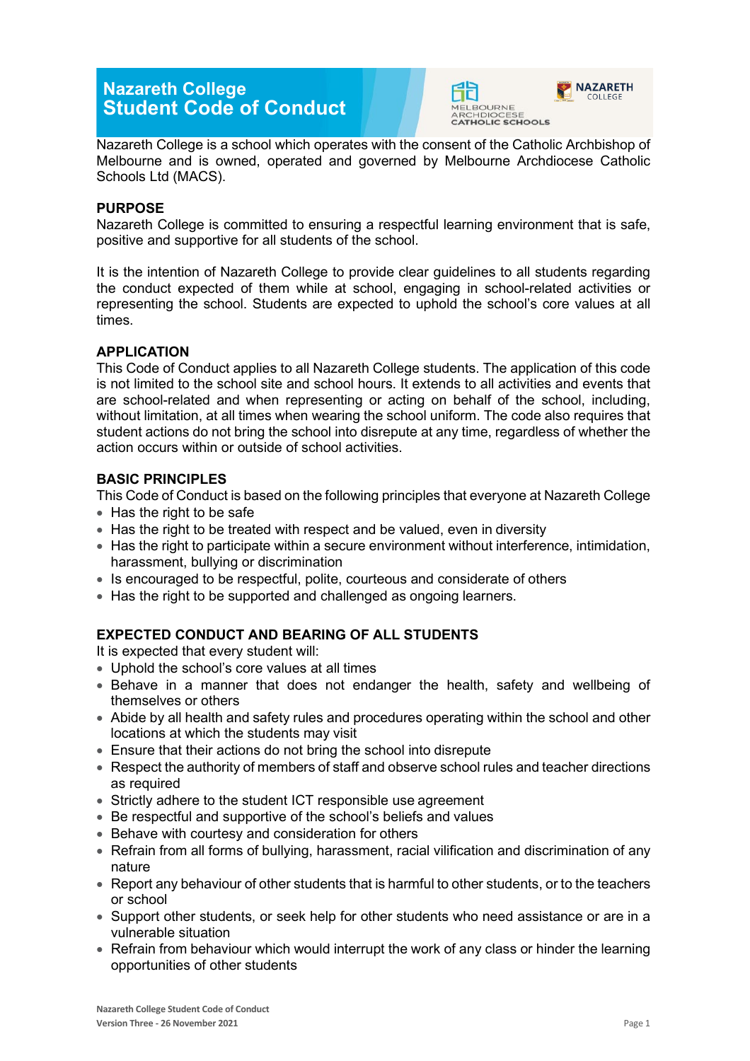# Nazareth College Student Code of Conduct

Nazareth College is a school which operates with the consent of the Catholic Archbishop of Melbourne and is owned, operated and governed by Melbourne Archdiocese Catholic Schools Ltd (MACS).

## PURPOSE

Nazareth College is committed to ensuring a respectful learning environment that is safe, positive and supportive for all students of the school.

It is the intention of Nazareth College to provide clear guidelines to all students regarding the conduct expected of them while at school, engaging in school-related activities or representing the school. Students are expected to uphold the school's core values at all times.

## APPLICATION

This Code of Conduct applies to all Nazareth College students. The application of this code is not limited to the school site and school hours. It extends to all activities and events that are school-related and when representing or acting on behalf of the school, including, without limitation, at all times when wearing the school uniform. The code also requires that student actions do not bring the school into disrepute at any time, regardless of whether the action occurs within or outside of school activities.

## BASIC PRINCIPLES

This Code of Conduct is based on the following principles that everyone at Nazareth College

- Has the right to be safe
- Has the right to be treated with respect and be valued, even in diversity
- Has the right to participate within a secure environment without interference, intimidation, harassment, bullying or discrimination
- Is encouraged to be respectful, polite, courteous and considerate of others
- Has the right to be supported and challenged as ongoing learners.

## EXPECTED CONDUCT AND BEARING OF ALL STUDENTS

It is expected that every student will:

- Uphold the school's core values at all times
- Behave in a manner that does not endanger the health, safety and wellbeing of themselves or others
- Abide by all health and safety rules and procedures operating within the school and other locations at which the students may visit
- Ensure that their actions do not bring the school into disrepute
- Respect the authority of members of staff and observe school rules and teacher directions as required
- Strictly adhere to the student ICT responsible use agreement
- Be respectful and supportive of the school's beliefs and values
- Behave with courtesy and consideration for others
- Refrain from all forms of bullying, harassment, racial vilification and discrimination of any nature
- Report any behaviour of other students that is harmful to other students, or to the teachers or school
- Support other students, or seek help for other students who need assistance or are in a vulnerable situation
- Refrain from behaviour which would interrupt the work of any class or hinder the learning opportunities of other students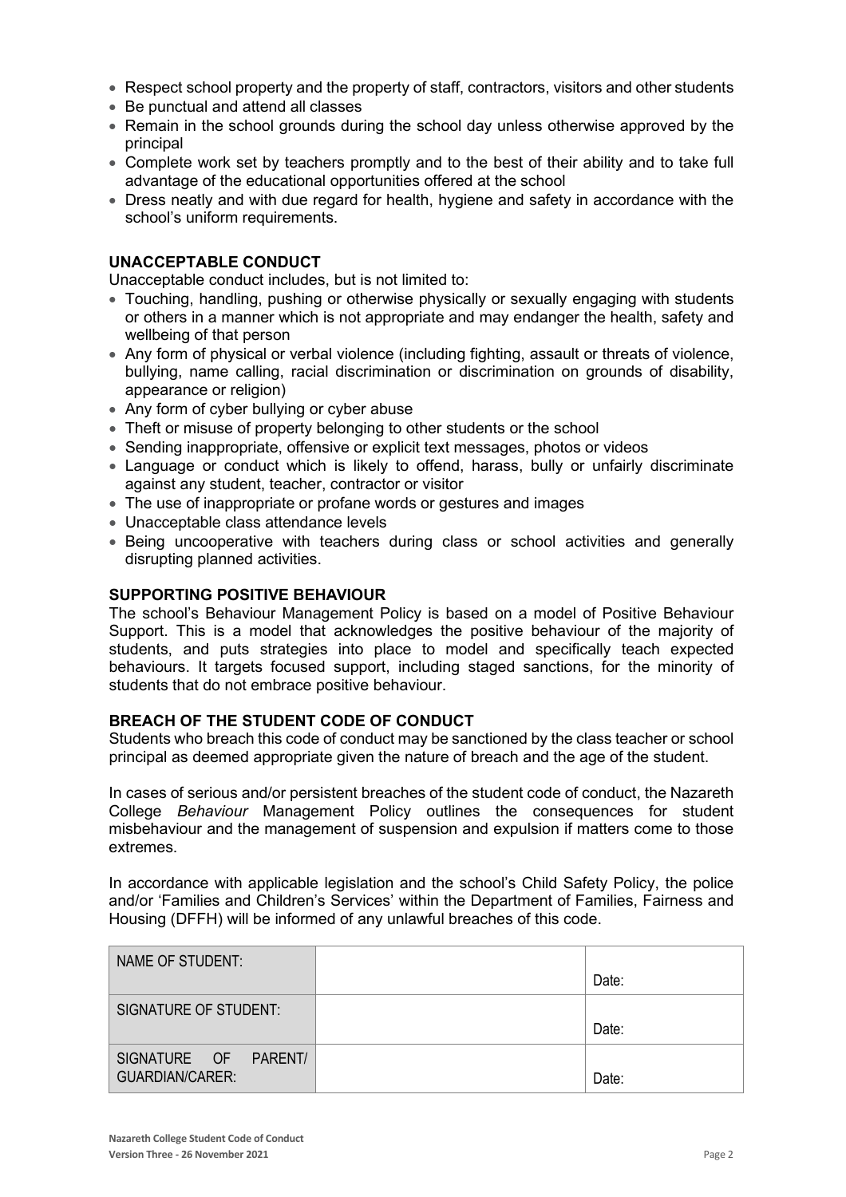- Respect school property and the property of staff, contractors, visitors and other students
- Be punctual and attend all classes
- Remain in the school grounds during the school day unless otherwise approved by the principal
- Complete work set by teachers promptly and to the best of their ability and to take full advantage of the educational opportunities offered at the school
- Dress neatly and with due regard for health, hygiene and safety in accordance with the school's uniform requirements.

## UNACCEPTABLE CONDUCT

Unacceptable conduct includes, but is not limited to:

- Touching, handling, pushing or otherwise physically or sexually engaging with students or others in a manner which is not appropriate and may endanger the health, safety and wellbeing of that person
- Any form of physical or verbal violence (including fighting, assault or threats of violence, bullying, name calling, racial discrimination or discrimination on grounds of disability, appearance or religion)
- Any form of cyber bullying or cyber abuse
- Theft or misuse of property belonging to other students or the school
- Sending inappropriate, offensive or explicit text messages, photos or videos
- Language or conduct which is likely to offend, harass, bully or unfairly discriminate against any student, teacher, contractor or visitor
- The use of inappropriate or profane words or gestures and images
- Unacceptable class attendance levels
- Being uncooperative with teachers during class or school activities and generally disrupting planned activities.

## SUPPORTING POSITIVE BEHAVIOUR

The school's Behaviour Management Policy is based on a model of Positive Behaviour Support. This is a model that acknowledges the positive behaviour of the majority of students, and puts strategies into place to model and specifically teach expected behaviours. It targets focused support, including staged sanctions, for the minority of students that do not embrace positive behaviour.

## BREACH OF THE STUDENT CODE OF CONDUCT

Students who breach this code of conduct may be sanctioned by the class teacher or school principal as deemed appropriate given the nature of breach and the age of the student.

In cases of serious and/or persistent breaches of the student code of conduct, the Nazareth College *Behaviour* Management Policy outlines the consequences for student misbehaviour and the management of suspension and expulsion if matters come to those extremes.

In accordance with applicable legislation and the school's Child Safety Policy, the police and/or 'Families and Children's Services' within the Department of Families, Fairness and Housing (DFFH) will be informed of any unlawful breaches of this code.

| | | |
|---|---|---|
| NAME OF STUDENT: | | Date: |
| SIGNATURE OF STUDENT: | | Date: |
| SIGNATURE OF PARENT/ GUARDIAN/CARER: | | Date: |

**Nazareth College Student Code of Conduct**
**Version Three - 26 November 2021**